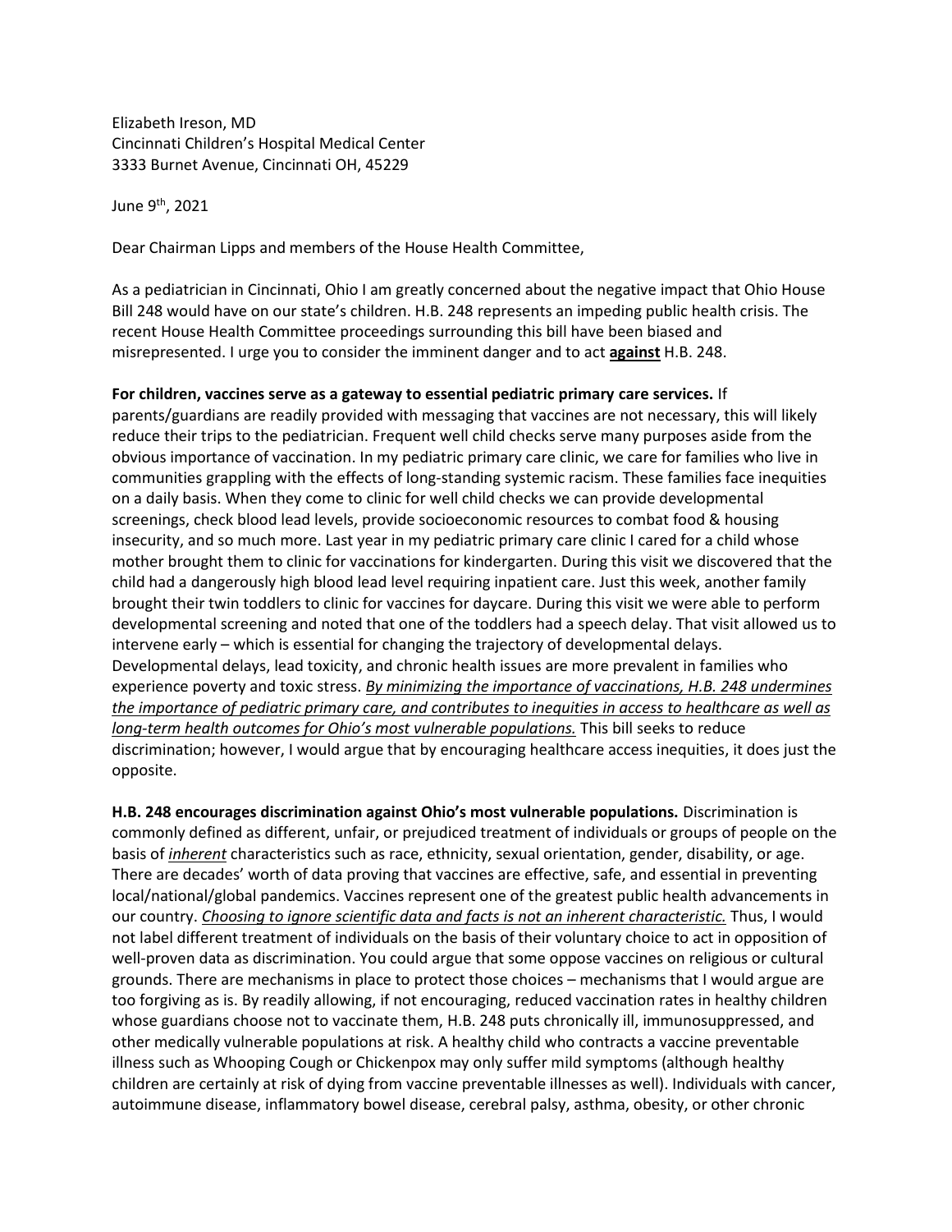Elizabeth Ireson, MD
Cincinnati Children's Hospital Medical Center
3333 Burnet Avenue, Cincinnati OH, 45229

June 9th, 2021

Dear Chairman Lipps and members of the House Health Committee,

As a pediatrician in Cincinnati, Ohio I am greatly concerned about the negative impact that Ohio House Bill 248 would have on our state's children. H.B. 248 represents an impeding public health crisis. The recent House Health Committee proceedings surrounding this bill have been biased and misrepresented. I urge you to consider the imminent danger and to act <u>**against**</u> H.B. 248.

**For children, vaccines serve as a gateway to essential pediatric primary care services.** If parents/guardians are readily provided with messaging that vaccines are not necessary, this will likely reduce their trips to the pediatrician. Frequent well child checks serve many purposes aside from the obvious importance of vaccination. In my pediatric primary care clinic, we care for families who live in communities grappling with the effects of long-standing systemic racism. These families face inequities on a daily basis. When they come to clinic for well child checks we can provide developmental screenings, check blood lead levels, provide socioeconomic resources to combat food & housing insecurity, and so much more. Last year in my pediatric primary care clinic I cared for a child whose mother brought them to clinic for vaccinations for kindergarten. During this visit we discovered that the child had a dangerously high blood lead level requiring inpatient care. Just this week, another family brought their twin toddlers to clinic for vaccines for daycare. During this visit we were able to perform developmental screening and noted that one of the toddlers had a speech delay. That visit allowed us to intervene early – which is essential for changing the trajectory of developmental delays. Developmental delays, lead toxicity, and chronic health issues are more prevalent in families who experience poverty and toxic stress. <u>*By minimizing the importance of vaccinations, H.B. 248 undermines the importance of pediatric primary care, and contributes to inequities in access to healthcare as well as long-term health outcomes for Ohio's most vulnerable populations.*</u> This bill seeks to reduce discrimination; however, I would argue that by encouraging healthcare access inequities, it does just the opposite.

**H.B. 248 encourages discrimination against Ohio's most vulnerable populations.** Discrimination is commonly defined as different, unfair, or prejudiced treatment of individuals or groups of people on the basis of <u>*inherent*</u> characteristics such as race, ethnicity, sexual orientation, gender, disability, or age. There are decades' worth of data proving that vaccines are effective, safe, and essential in preventing local/national/global pandemics. Vaccines represent one of the greatest public health advancements in our country. <u>*Choosing to ignore scientific data and facts is not an inherent characteristic.*</u> Thus, I would not label different treatment of individuals on the basis of their voluntary choice to act in opposition of well-proven data as discrimination. You could argue that some oppose vaccines on religious or cultural grounds. There are mechanisms in place to protect those choices – mechanisms that I would argue are too forgiving as is. By readily allowing, if not encouraging, reduced vaccination rates in healthy children whose guardians choose not to vaccinate them, H.B. 248 puts chronically ill, immunosuppressed, and other medically vulnerable populations at risk. A healthy child who contracts a vaccine preventable illness such as Whooping Cough or Chickenpox may only suffer mild symptoms (although healthy children are certainly at risk of dying from vaccine preventable illnesses as well). Individuals with cancer, autoimmune disease, inflammatory bowel disease, cerebral palsy, asthma, obesity, or other chronic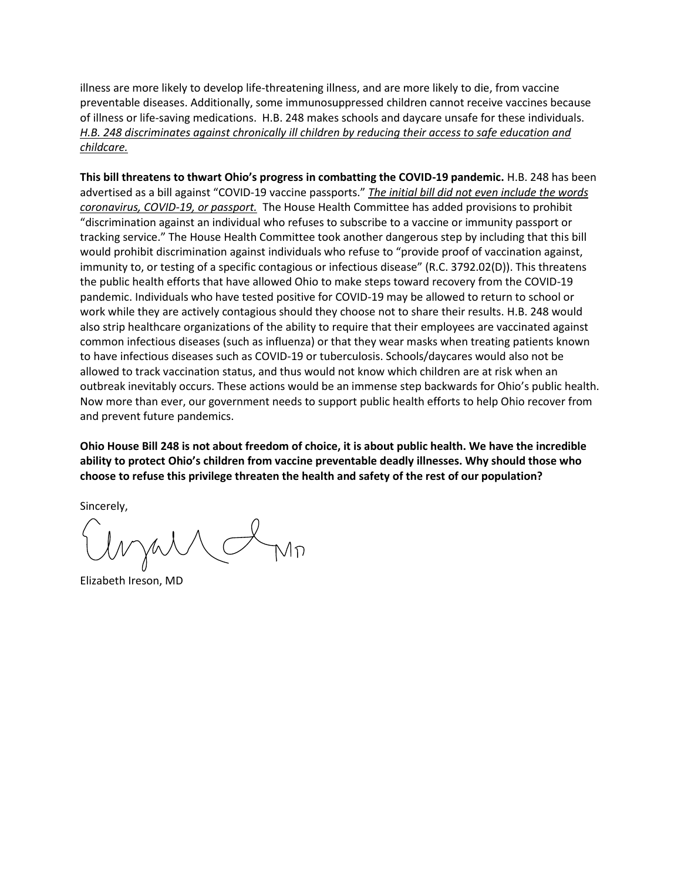illness are more likely to develop life-threatening illness, and are more likely to die, from vaccine preventable diseases. Additionally, some immunosuppressed children cannot receive vaccines because of illness or life-saving medications. H.B. 248 makes schools and daycare unsafe for these individuals. ***H.B. 248 discriminates against chronically ill children by reducing their access to safe education and childcare.***

**This bill threatens to thwart Ohio's progress in combatting the COVID-19 pandemic.** H.B. 248 has been advertised as a bill against "COVID-19 vaccine passports." ***The initial bill did not even include the words coronavirus, COVID-19, or passport.*** The House Health Committee has added provisions to prohibit "discrimination against an individual who refuses to subscribe to a vaccine or immunity passport or tracking service." The House Health Committee took another dangerous step by including that this bill would prohibit discrimination against individuals who refuse to "provide proof of vaccination against, immunity to, or testing of a specific contagious or infectious disease" (R.C. 3792.02(D)). This threatens the public health efforts that have allowed Ohio to make steps toward recovery from the COVID-19 pandemic. Individuals who have tested positive for COVID-19 may be allowed to return to school or work while they are actively contagious should they choose not to share their results. H.B. 248 would also strip healthcare organizations of the ability to require that their employees are vaccinated against common infectious diseases (such as influenza) or that they wear masks when treating patients known to have infectious diseases such as COVID-19 or tuberculosis. Schools/daycares would also not be allowed to track vaccination status, and thus would not know which children are at risk when an outbreak inevitably occurs. These actions would be an immense step backwards for Ohio's public health. Now more than ever, our government needs to support public health efforts to help Ohio recover from and prevent future pandemics.

**Ohio House Bill 248 is not about freedom of choice, it is about public health. We have the incredible ability to protect Ohio's children from vaccine preventable deadly illnesses. Why should those who choose to refuse this privilege threaten the health and safety of the rest of our population?**

Sincerely,

Elizabeth Ireson, MD